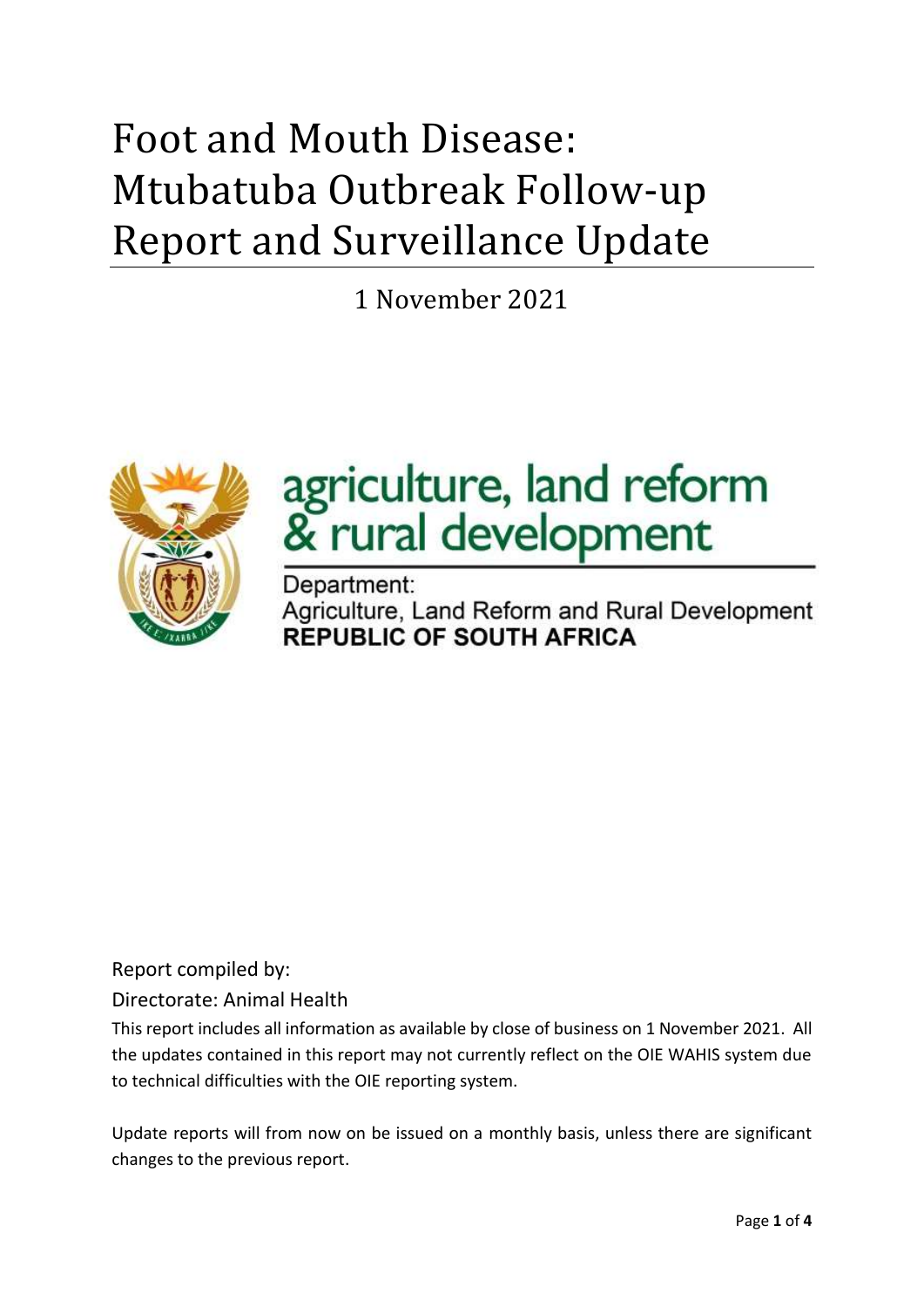# Foot and Mouth Disease: Mtubatuba Outbreak Follow-up Report and Surveillance Update

1 November 2021

agriculture, land reform & rural development

Department:
Agriculture, Land Reform and Rural Development
**REPUBLIC OF SOUTH AFRICA**

Report compiled by:

Directorate: Animal Health

This report includes all information as available by close of business on 1 November 2021. All the updates contained in this report may not currently reflect on the OIE WAHIS system due to technical difficulties with the OIE reporting system.

Update reports will from now on be issued on a monthly basis, unless there are significant changes to the previous report.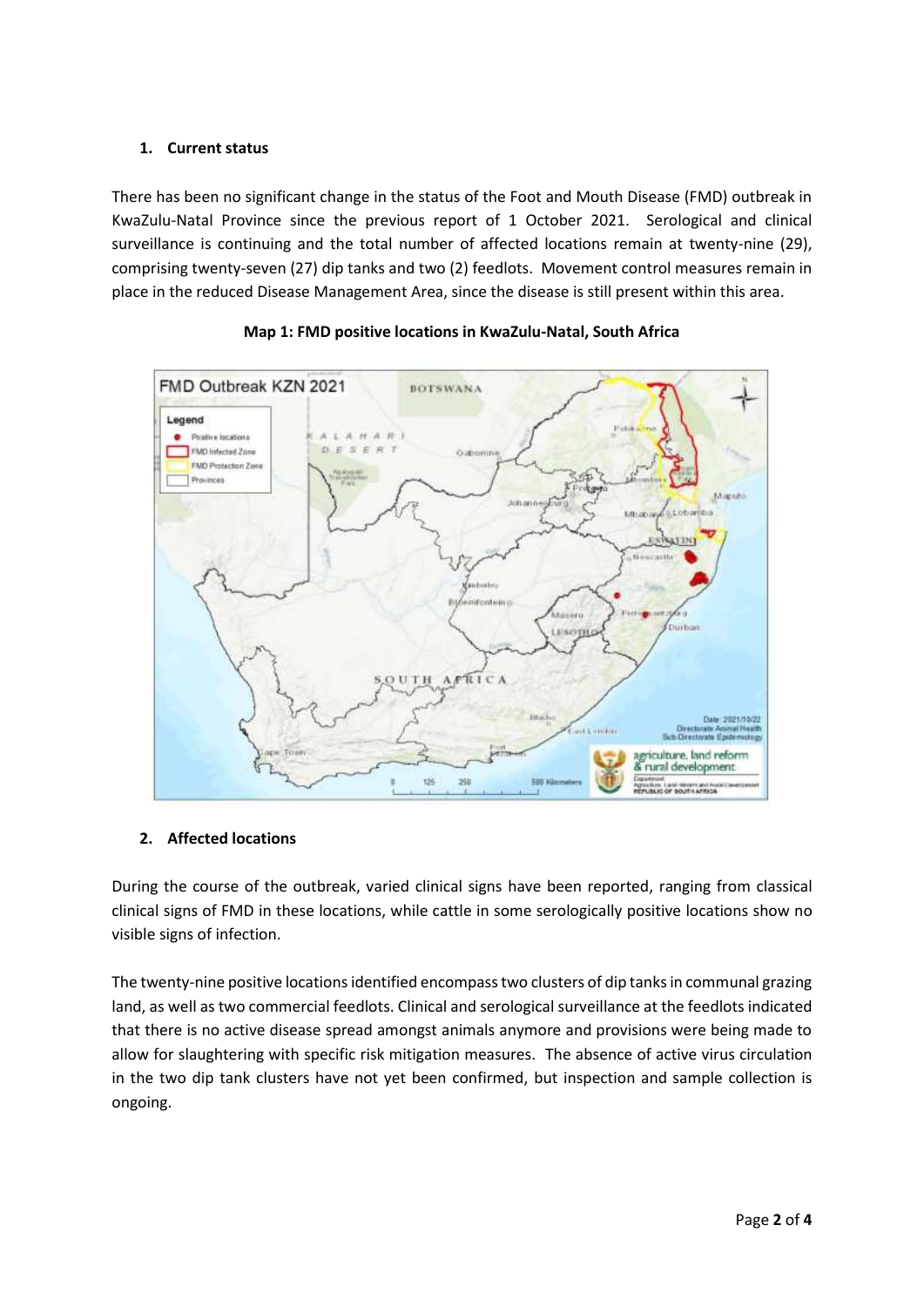## 1. Current status

There has been no significant change in the status of the Foot and Mouth Disease (FMD) outbreak in KwaZulu-Natal Province since the previous report of 1 October 2021. Serological and clinical surveillance is continuing and the total number of affected locations remain at twenty-nine (29), comprising twenty-seven (27) dip tanks and two (2) feedlots. Movement control measures remain in place in the reduced Disease Management Area, since the disease is still present within this area.

**Map 1: FMD positive locations in KwaZulu-Natal, South Africa**

## 2. Affected locations

During the course of the outbreak, varied clinical signs have been reported, ranging from classical clinical signs of FMD in these locations, while cattle in some serologically positive locations show no visible signs of infection.

The twenty-nine positive locations identified encompass two clusters of dip tanks in communal grazing land, as well as two commercial feedlots. Clinical and serological surveillance at the feedlots indicated that there is no active disease spread amongst animals anymore and provisions were being made to allow for slaughtering with specific risk mitigation measures. The absence of active virus circulation in the two dip tank clusters have not yet been confirmed, but inspection and sample collection is ongoing.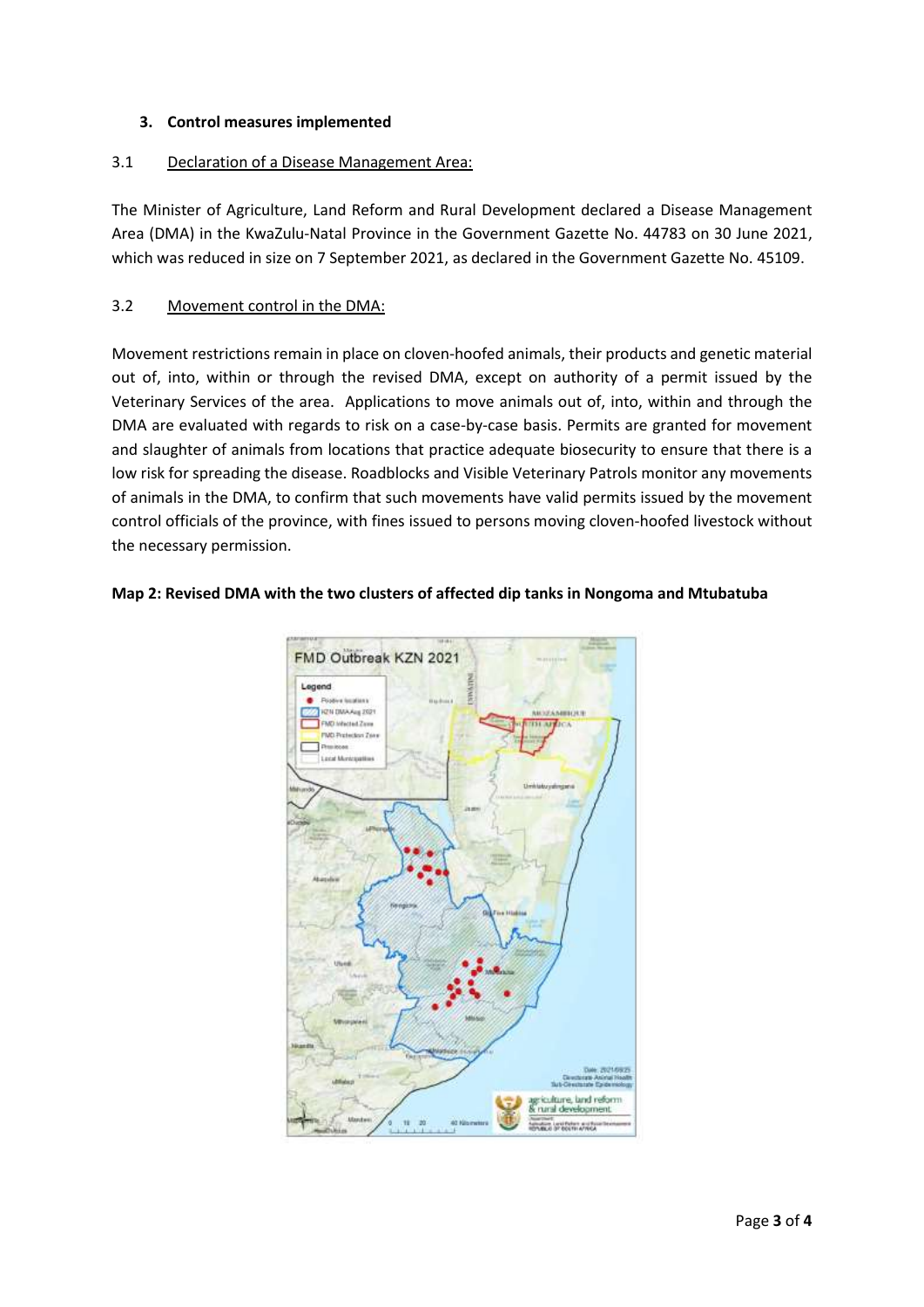### 3. Control measures implemented

#### 3.1 Declaration of a Disease Management Area:

The Minister of Agriculture, Land Reform and Rural Development declared a Disease Management Area (DMA) in the KwaZulu-Natal Province in the Government Gazette No. 44783 on 30 June 2021, which was reduced in size on 7 September 2021, as declared in the Government Gazette No. 45109.

#### 3.2 Movement control in the DMA:

Movement restrictions remain in place on cloven-hoofed animals, their products and genetic material out of, into, within or through the revised DMA, except on authority of a permit issued by the Veterinary Services of the area. Applications to move animals out of, into, within and through the DMA are evaluated with regards to risk on a case-by-case basis. Permits are granted for movement and slaughter of animals from locations that practice adequate biosecurity to ensure that there is a low risk for spreading the disease. Roadblocks and Visible Veterinary Patrols monitor any movements of animals in the DMA, to confirm that such movements have valid permits issued by the movement control officials of the province, with fines issued to persons moving cloven-hoofed livestock without the necessary permission.

**Map 2: Revised DMA with the two clusters of affected dip tanks in Nongoma and Mtubatuba**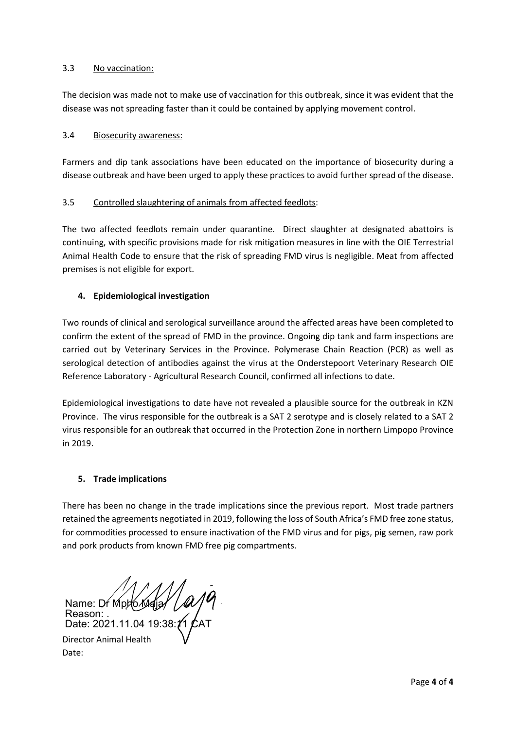3.3 No vaccination:

The decision was made not to make use of vaccination for this outbreak, since it was evident that the disease was not spreading faster than it could be contained by applying movement control.

3.4 Biosecurity awareness:

Farmers and dip tank associations have been educated on the importance of biosecurity during a disease outbreak and have been urged to apply these practices to avoid further spread of the disease.

3.5 Controlled slaughtering of animals from affected feedlots:

The two affected feedlots remain under quarantine. Direct slaughter at designated abattoirs is continuing, with specific provisions made for risk mitigation measures in line with the OIE Terrestrial Animal Health Code to ensure that the risk of spreading FMD virus is negligible. Meat from affected premises is not eligible for export.

## 4. Epidemiological investigation

Two rounds of clinical and serological surveillance around the affected areas have been completed to confirm the extent of the spread of FMD in the province. Ongoing dip tank and farm inspections are carried out by Veterinary Services in the Province. Polymerase Chain Reaction (PCR) as well as serological detection of antibodies against the virus at the Onderstepoort Veterinary Research OIE Reference Laboratory - Agricultural Research Council, confirmed all infections to date.

Epidemiological investigations to date have not revealed a plausible source for the outbreak in KZN Province. The virus responsible for the outbreak is a SAT 2 serotype and is closely related to a SAT 2 virus responsible for an outbreak that occurred in the Protection Zone in northern Limpopo Province in 2019.

## 5. Trade implications

There has been no change in the trade implications since the previous report. Most trade partners retained the agreements negotiated in 2019, following the loss of South Africa's FMD free zone status, for commodities processed to ensure inactivation of the FMD virus and for pigs, pig semen, raw pork and pork products from known FMD free pig compartments.

Name: Dr Mpho Maja
Reason: .
Date: 2021.11.04 19:38:11 CAT

Director Animal Health

Date: